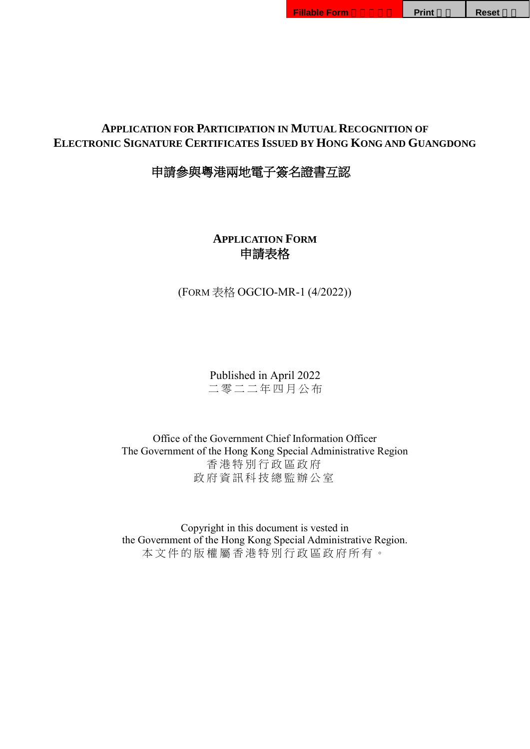# APPLICATION FOR PARTICIPATION IN MUTUAL RECOGNITION OF ELECTRONIC SIGNATURE CERTIFICATES ISSUED BY HONG KONG AND GUANGDONG

# 申請參與粵港兩地電子簽名證書互認

## APPLICATION FORM
## 申請表格

(FORM 表格 OGCIO-MR-1 (4/2022))

Published in April 2022
二零二二年四月公布

Office of the Government Chief Information Officer
The Government of the Hong Kong Special Administrative Region
香港特別行政區政府
政府資訊科技總監辦公室

Copyright in this document is vested in
the Government of the Hong Kong Special Administrative Region.
本文件的版權屬香港特別行政區政府所有。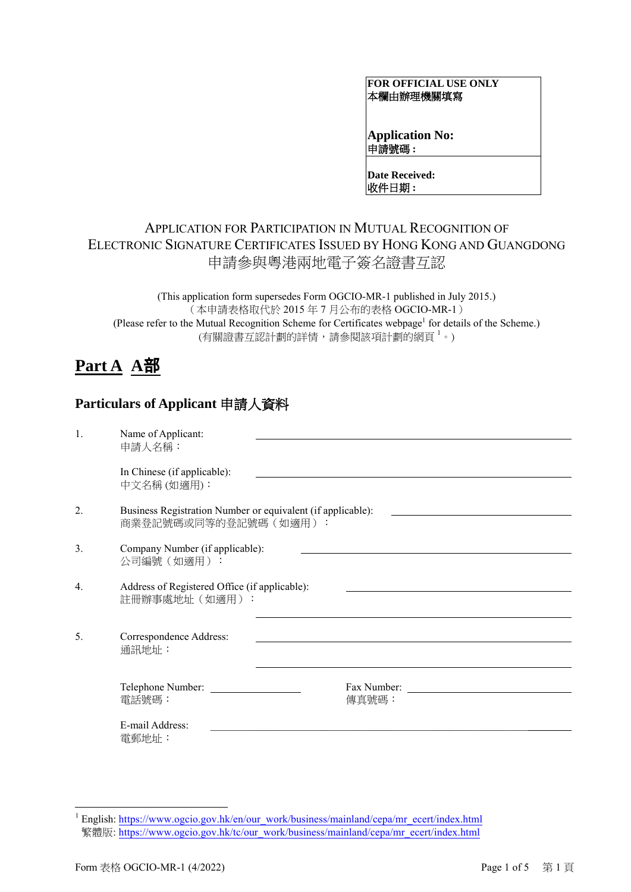| FOR OFFICIAL USE ONLY<br>本欄由辦理機關填寫<br><br>**Application No:**<br>**申請號碼：** |
|---|
| **Date Received:**<br>**收件日期：** |

# APPLICATION FOR PARTICIPATION IN MUTUAL RECOGNITION OF ELECTRONIC SIGNATURE CERTIFICATES ISSUED BY HONG KONG AND GUANGDONG
# 申請參與粵港兩地電子簽名證書互認

(This application form supersedes Form OGCIO-MR-1 published in July 2015.)
（本申請表格取代於 2015 年 7 月公布的表格 OGCIO-MR-1）
(Please refer to the Mutual Recognition Scheme for Certificates webpage[1] for details of the Scheme.)
(有關證書互認計劃的詳情，請參閱該項計劃的網頁[1]。)

## Part A A部

### Particulars of Applicant 申請人資料

1. Name of Applicant:
   申請人名稱：______________________________

   In Chinese (if applicable):
   中文名稱 (如適用)：______________________________

2. Business Registration Number or equivalent (if applicable):
   商業登記號碼或同等的登記號碼（如適用）：______________________________

3. Company Number (if applicable):
   公司編號（如適用）：______________________________

4. Address of Registered Office (if applicable):
   註冊辦事處地址（如適用）：______________________________
   ______________________________

5. Correspondence Address:
   通訊地址：______________________________
   ______________________________

   Telephone Number:
   電話號碼：______________ Fax Number:
   傳真號碼：______________

   E-mail Address:
   電郵地址：______________________________

[1] English: https://www.ogcio.gov.hk/en/our_work/business/mainland/cepa/mr_ecert/index.html
繁體版: https://www.ogcio.gov.hk/tc/our_work/business/mainland/cepa/mr_ecert/index.html

Form 表格 OGCIO-MR-1 (4/2022)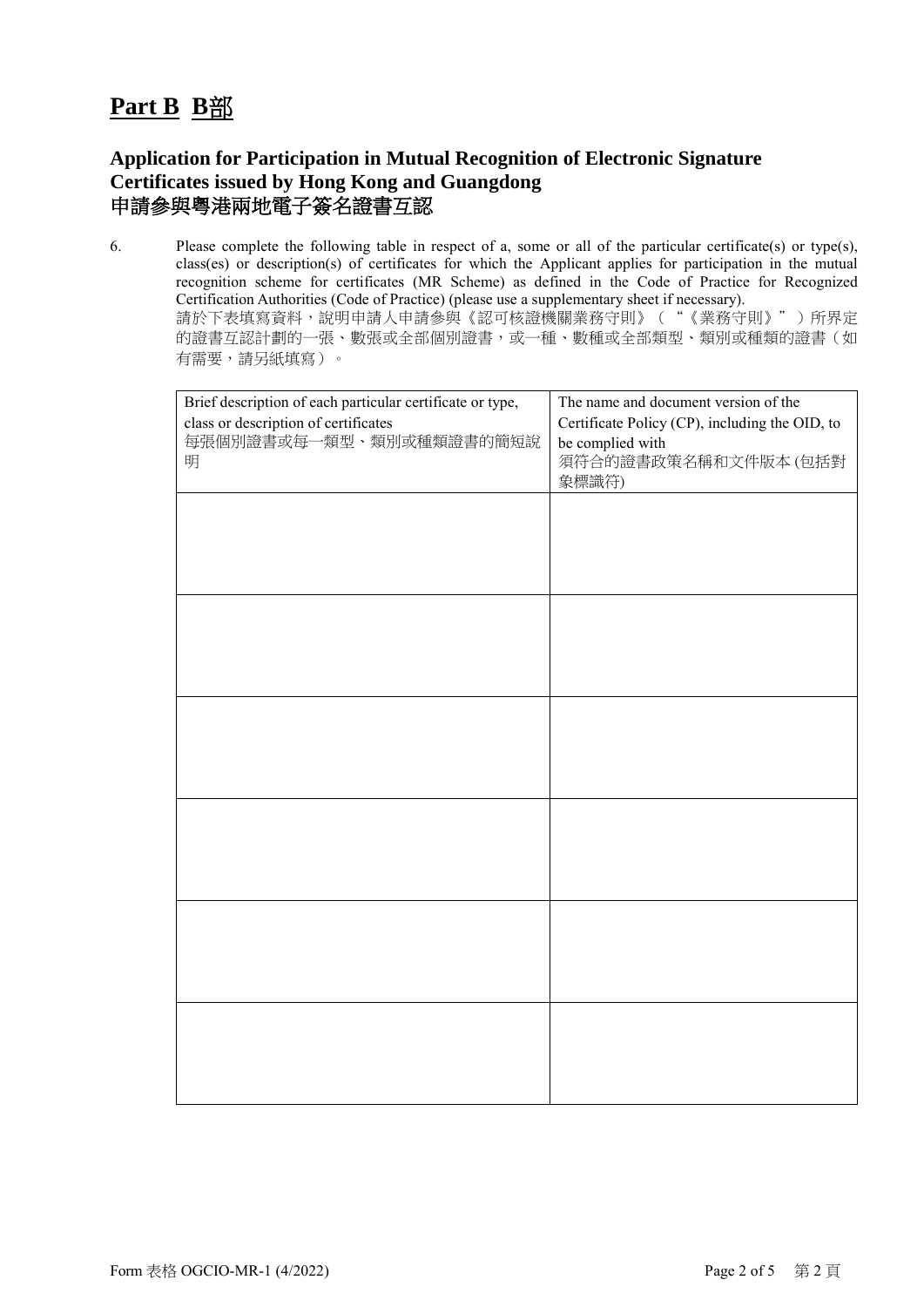# **Part B B部**

## **Application for Participation in Mutual Recognition of Electronic Signature Certificates issued by Hong Kong and Guangdong**
## 申請參與粵港兩地電子簽名證書互認

6. Please complete the following table in respect of a, some or all of the particular certificate(s) or type(s), class(es) or description(s) of certificates for which the Applicant applies for participation in the mutual recognition scheme for certificates (MR Scheme) as defined in the Code of Practice for Recognized Certification Authorities (Code of Practice) (please use a supplementary sheet if necessary).
請於下表填寫資料，說明申請人申請參與《認可核證機關業務守則》（“《業務守則》”）所界定的證書互認計劃的一張、數張或全部個別證書，或一種、數種或全部類型、類別或種類的證書（如有需要，請另紙填寫）。

| Brief description of each particular certificate or type, class or description of certificates<br>每張個別證書或每一類型、類別或種類證書的簡短說明 | The name and document version of the Certificate Policy (CP), including the OID, to be complied with<br>須符合的證書政策名稱和文件版本 (包括對象標識符) |
|---|---|
| | |
| | |
| | |
| | |
| | |
| | |

Form 表格 OGCIO-MR-1 (4/2022)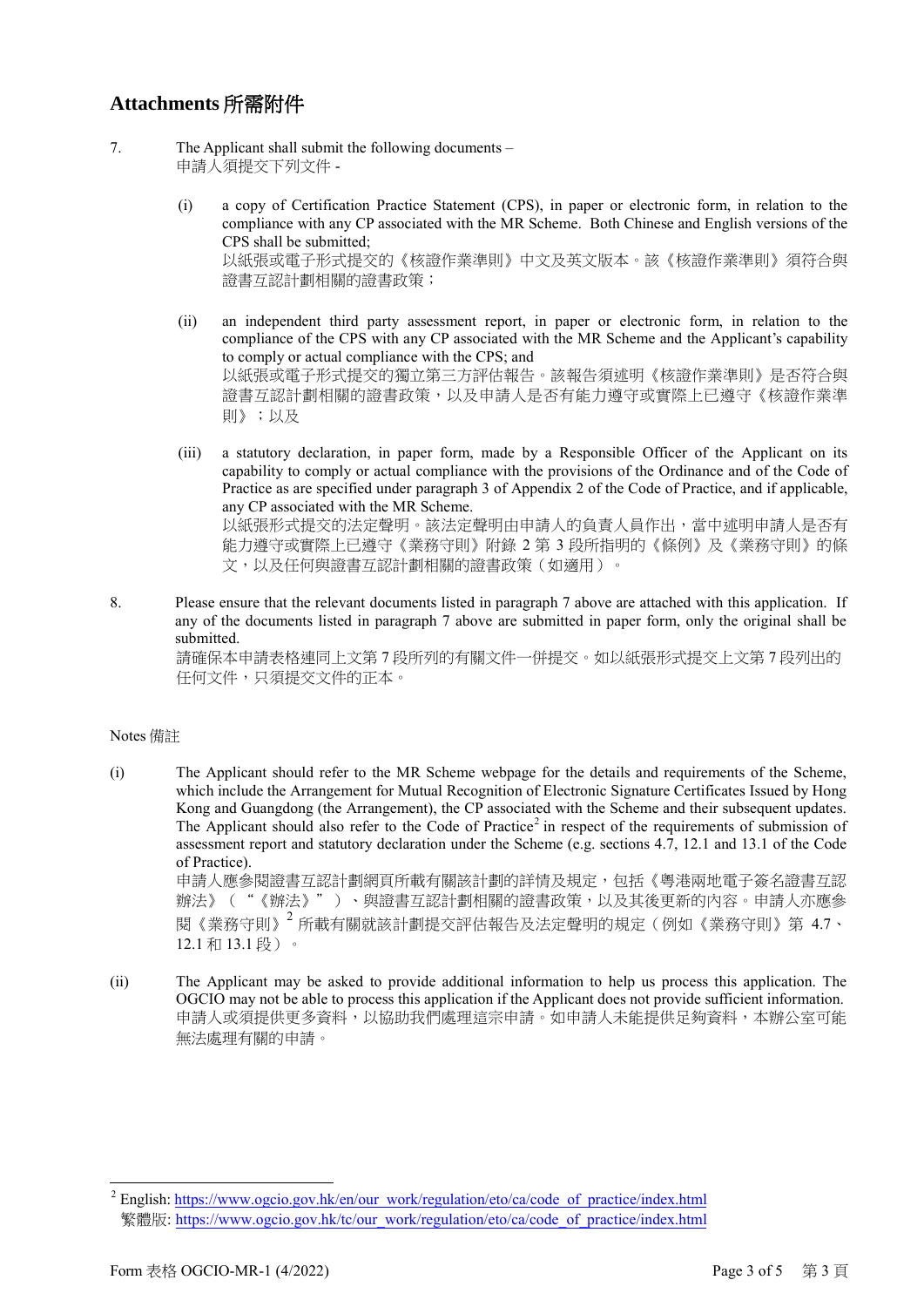## Attachments 所需附件

7. The Applicant shall submit the following documents –
   申請人須提交下列文件 -

   (i) a copy of Certification Practice Statement (CPS), in paper or electronic form, in relation to the compliance with any CP associated with the MR Scheme. Both Chinese and English versions of the CPS shall be submitted;
   以紙張或電子形式提交的《核證作業準則》中文及英文版本。該《核證作業準則》須符合與證書互認計劃相關的證書政策；

   (ii) an independent third party assessment report, in paper or electronic form, in relation to the compliance of the CPS with any CP associated with the MR Scheme and the Applicant's capability to comply or actual compliance with the CPS; and
   以紙張或電子形式提交的獨立第三方評估報告。該報告須述明《核證作業準則》是否符合與證書互認計劃相關的證書政策，以及申請人是否有能力遵守或實際上已遵守《核證作業準則》；以及

   (iii) a statutory declaration, in paper form, made by a Responsible Officer of the Applicant on its capability to comply or actual compliance with the provisions of the Ordinance and of the Code of Practice as are specified under paragraph 3 of Appendix 2 of the Code of Practice, and if applicable, any CP associated with the MR Scheme.
   以紙張形式提交的法定聲明。該法定聲明由申請人的負責人員作出，當中述明申請人是否有能力遵守或實際上已遵守《業務守則》附錄 2 第 3 段所指明的《條例》及《業務守則》的條文，以及任何與證書互認計劃相關的證書政策（如適用）。

8. Please ensure that the relevant documents listed in paragraph 7 above are attached with this application. If any of the documents listed in paragraph 7 above are submitted in paper form, only the original shall be submitted.
   請確保本申請表格連同上文第 7 段所列的有關文件一併提交。如以紙張形式提交上文第 7 段列出的任何文件，只須提交文件的正本。

Notes 備註

(i) The Applicant should refer to the MR Scheme webpage for the details and requirements of the Scheme, which include the Arrangement for Mutual Recognition of Electronic Signature Certificates Issued by Hong Kong and Guangdong (the Arrangement), the CP associated with the Scheme and their subsequent updates. The Applicant should also refer to the Code of Practice[2] in respect of the requirements of submission of assessment report and statutory declaration under the Scheme (e.g. sections 4.7, 12.1 and 13.1 of the Code of Practice).
申請人應參閱證書互認計劃網頁所載有關該計劃的詳情及規定，包括《粵港兩地電子簽名證書互認辦法》（"《辦法》"）、與證書互認計劃相關的證書政策，以及其後更新的內容。申請人亦應參閱《業務守則》[2] 所載有關就該計劃提交評估報告及法定聲明的規定（例如《業務守則》第 4.7、12.1 和 13.1 段）。

(ii) The Applicant may be asked to provide additional information to help us process this application. The OGCIO may not be able to process this application if the Applicant does not provide sufficient information.
申請人或須提供更多資料，以協助我們處理這宗申請。如申請人未能提供足夠資料，本辦公室可能無法處理有關的申請。

[2] English: https://www.ogcio.gov.hk/en/our_work/regulation/eto/ca/code_of_practice/index.html
繁體版: https://www.ogcio.gov.hk/tc/our_work/regulation/eto/ca/code_of_practice/index.html

Form 表格 OGCIO-MR-1 (4/2022)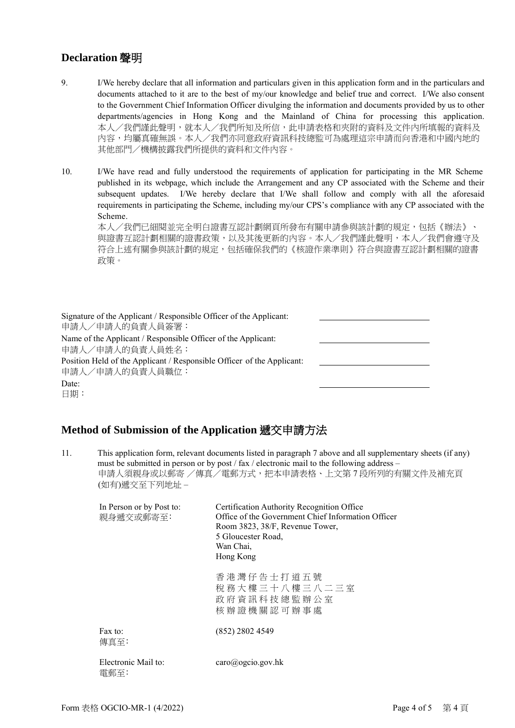## Declaration 聲明

9. I/We hereby declare that all information and particulars given in this application form and in the particulars and documents attached to it are to the best of my/our knowledge and belief true and correct. I/We also consent to the Government Chief Information Officer divulging the information and documents provided by us to other departments/agencies in Hong Kong and the Mainland of China for processing this application.
本人／我們謹此聲明，就本人／我們所知及所信，此申請表格和夾附的資料及文件內所填報的資料及內容，均屬真確無誤。本人／我們亦同意政府資訊科技總監可為處理這宗申請而向香港和中國內地的其他部門／機構披露我們所提供的資料和文件內容。

10. I/We have read and fully understood the requirements of application for participating in the MR Scheme published in its webpage, which include the Arrangement and any CP associated with the Scheme and their subsequent updates. I/We hereby declare that I/We shall follow and comply with all the aforesaid requirements in participating the Scheme, including my/our CPS's compliance with any CP associated with the Scheme.
本人／我們已細閱並完全明白證書互認計劃網頁所發布有關申請參與該計劃的規定，包括《辦法》、與證書互認計劃相關的證書政策，以及其後更新的內容。本人／我們謹此聲明，本人／我們會遵守及符合上述有關參與該計劃的規定，包括確保我們的《核證作業準則》符合與證書互認計劃相關的證書政策。

| | |
|---|---|
| Signature of the Applicant / Responsible Officer of the Applicant:<br>申請人／申請人的負責人員簽署： | ______________________ |
| Name of the Applicant / Responsible Officer of the Applicant:<br>申請人／申請人的負責人員姓名： | ______________________ |
| Position Held of the Applicant / Responsible Officer of the Applicant:<br>申請人／申請人的負責人員職位： | ______________________ |
| Date:<br>日期： | ______________________ |

## Method of Submission of the Application 遞交申請方法

11. This application form, relevant documents listed in paragraph 7 above and all supplementary sheets (if any) must be submitted in person or by post / fax / electronic mail to the following address –
申請人須親身或以郵寄／傳真／電郵方式，把本申請表格、上文第 7 段所列的有關文件及補充頁(如有)遞交至下列地址 –

| | |
|---|---|
| In Person or by Post to:<br>親身遞交或郵寄至: | Certification Authority Recognition Office<br>Office of the Government Chief Information Officer<br>Room 3823, 38/F, Revenue Tower,<br>5 Gloucester Road,<br>Wan Chai,<br>Hong Kong<br><br>香港灣仔告士打道五號<br>稅務大樓三十八樓三八二三室<br>政府資訊科技總監辦公室<br>核辦證機關認可辦事處 |
| Fax to:<br>傳真至: | (852) 2802 4549 |
| Electronic Mail to:<br>電郵至: | caro@ogcio.gov.hk |

Form 表格 OGCIO-MR-1 (4/2022)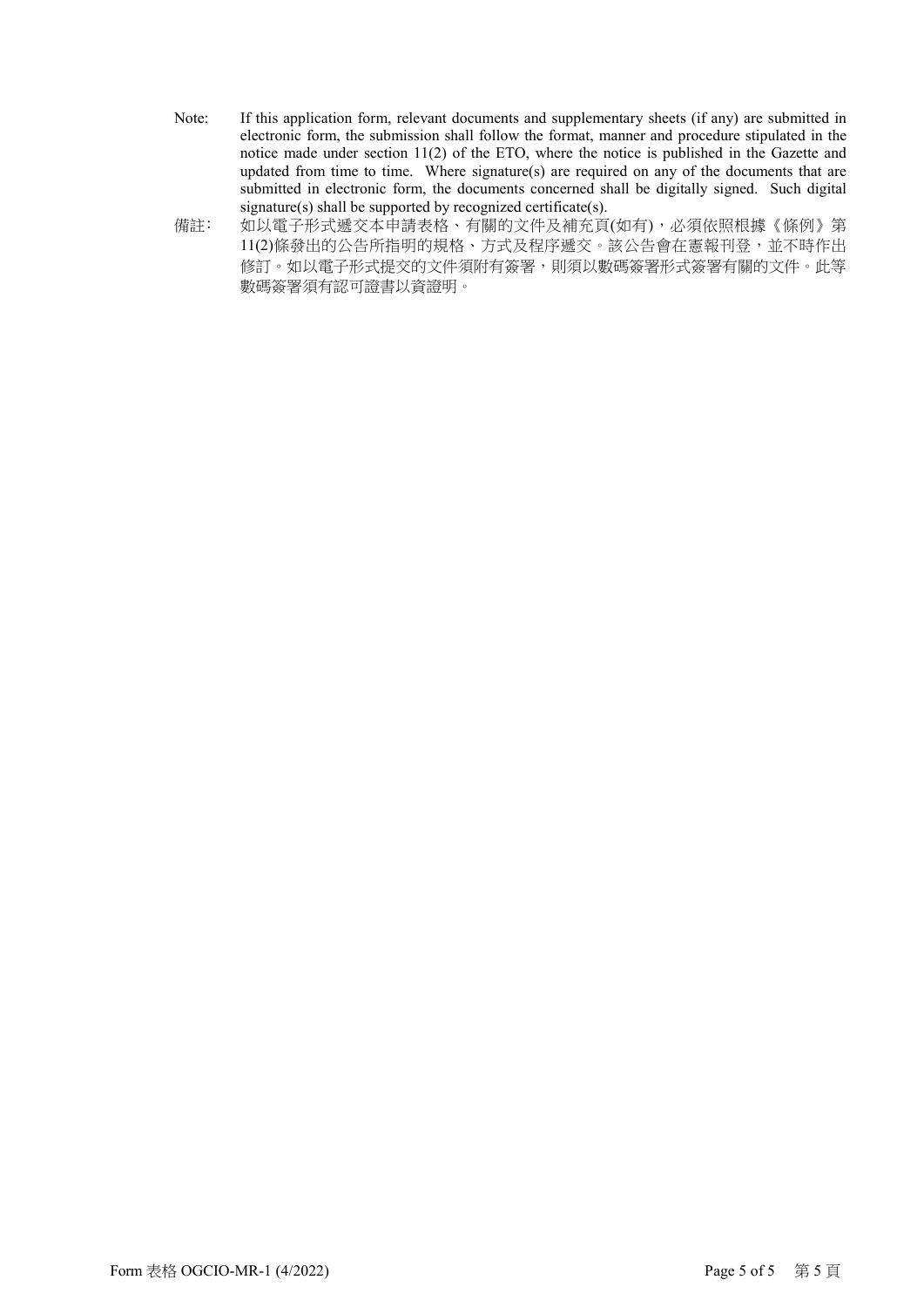Note: If this application form, relevant documents and supplementary sheets (if any) are submitted in electronic form, the submission shall follow the format, manner and procedure stipulated in the notice made under section 11(2) of the ETO, where the notice is published in the Gazette and updated from time to time. Where signature(s) are required on any of the documents that are submitted in electronic form, the documents concerned shall be digitally signed. Such digital signature(s) shall be supported by recognized certificate(s).

備註: 如以電子形式遞交本申請表格、有關的文件及補充頁(如有)，必須依照根據《條例》第11(2)條發出的公告所指明的規格、方式及程序遞交。該公告會在憲報刊登，並不時作出修訂。如以電子形式提交的文件須附有簽署，則須以數碼簽署形式簽署有關的文件。此等數碼簽署須有認可證書以資證明。